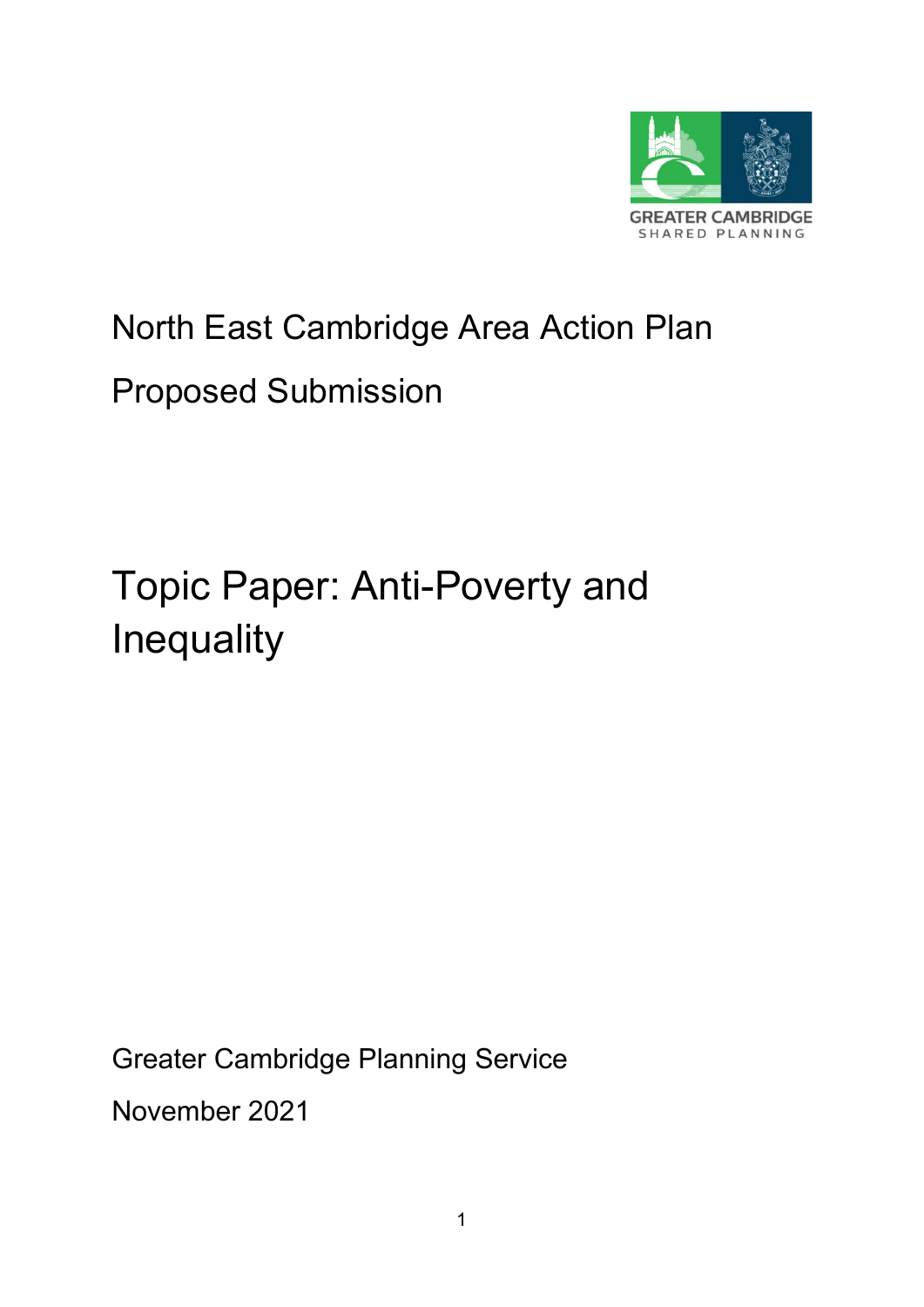GREATER CAMBRIDGE
SHARED PLANNING

North East Cambridge Area Action Plan

Proposed Submission

# Topic Paper: Anti-Poverty and Inequality

Greater Cambridge Planning Service

November 2021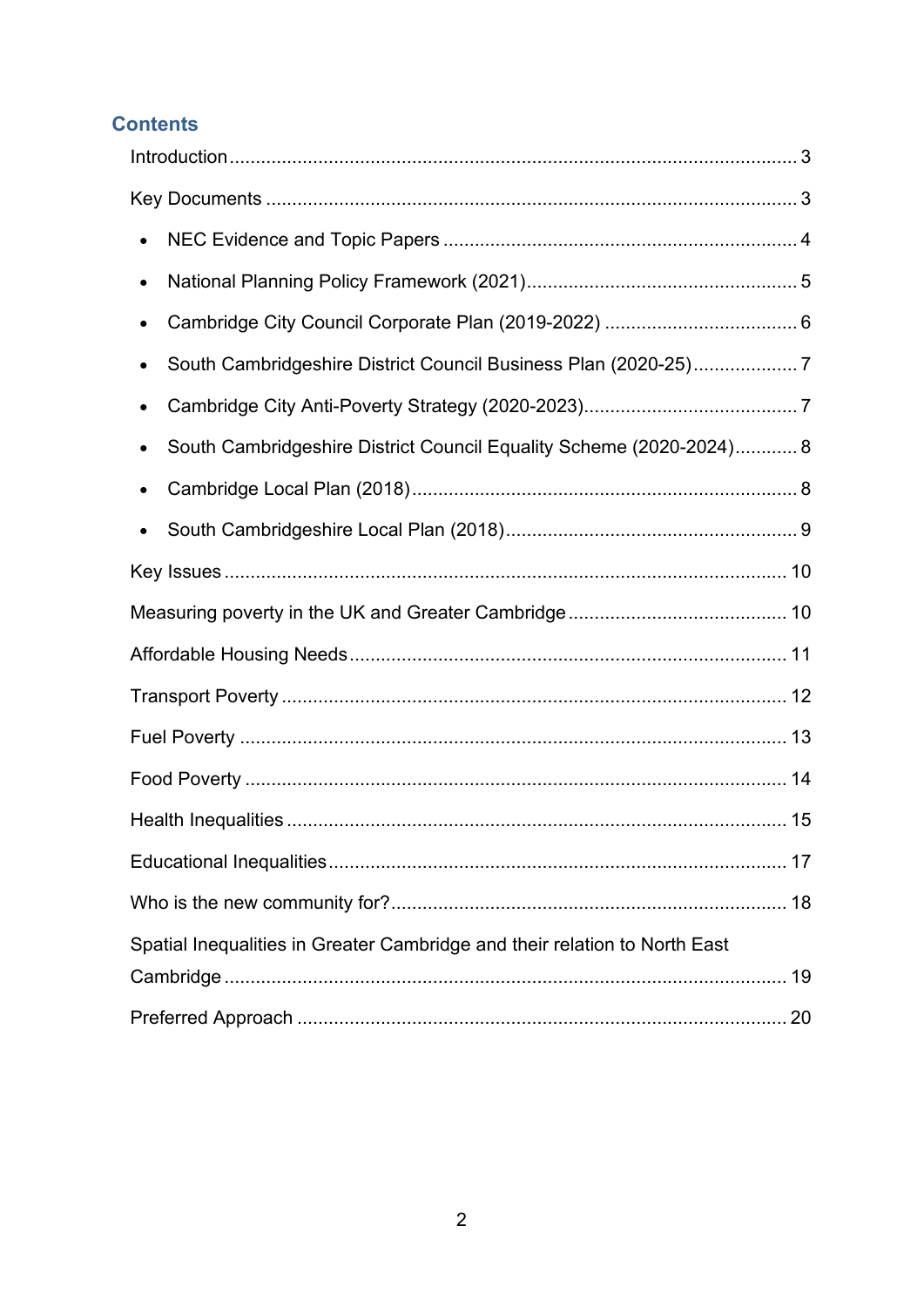## Contents

Introduction ... 3

Key Documents ... 3

- NEC Evidence and Topic Papers ... 4
- National Planning Policy Framework (2021) ... 5
- Cambridge City Council Corporate Plan (2019-2022) ... 6
- South Cambridgeshire District Council Business Plan (2020-25) ... 7
- Cambridge City Anti-Poverty Strategy (2020-2023) ... 7
- South Cambridgeshire District Council Equality Scheme (2020-2024) ... 8
- Cambridge Local Plan (2018) ... 8
- South Cambridgeshire Local Plan (2018) ... 9

Key Issues ... 10

Measuring poverty in the UK and Greater Cambridge ... 10

Affordable Housing Needs ... 11

Transport Poverty ... 12

Fuel Poverty ... 13

Food Poverty ... 14

Health Inequalities ... 15

Educational Inequalities ... 17

Who is the new community for? ... 18

Spatial Inequalities in Greater Cambridge and their relation to North East Cambridge ... 19

Preferred Approach ... 20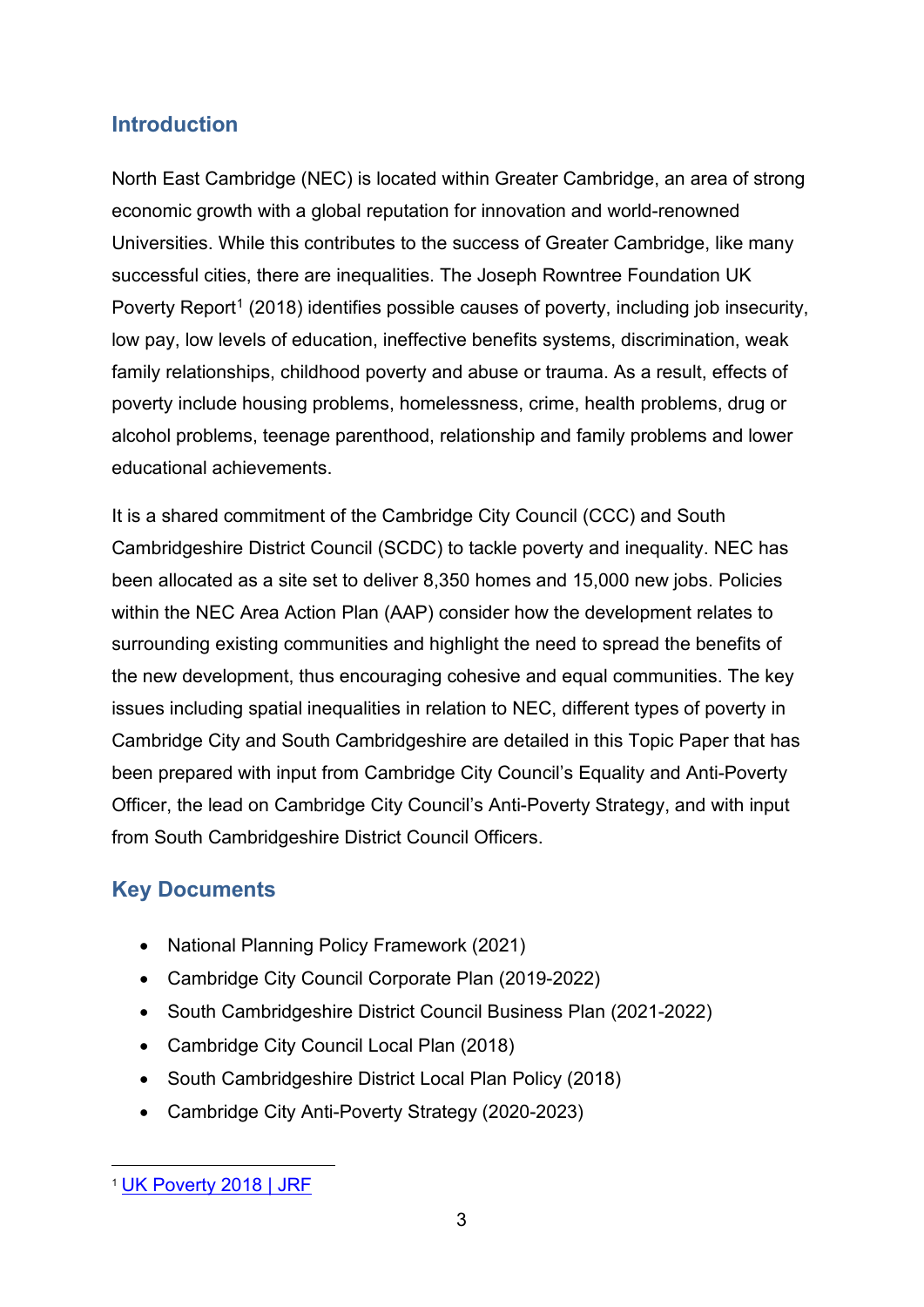## Introduction

North East Cambridge (NEC) is located within Greater Cambridge, an area of strong economic growth with a global reputation for innovation and world-renowned Universities. While this contributes to the success of Greater Cambridge, like many successful cities, there are inequalities. The Joseph Rowntree Foundation UK Poverty Report[1] (2018) identifies possible causes of poverty, including job insecurity, low pay, low levels of education, ineffective benefits systems, discrimination, weak family relationships, childhood poverty and abuse or trauma. As a result, effects of poverty include housing problems, homelessness, crime, health problems, drug or alcohol problems, teenage parenthood, relationship and family problems and lower educational achievements.

It is a shared commitment of the Cambridge City Council (CCC) and South Cambridgeshire District Council (SCDC) to tackle poverty and inequality. NEC has been allocated as a site set to deliver 8,350 homes and 15,000 new jobs. Policies within the NEC Area Action Plan (AAP) consider how the development relates to surrounding existing communities and highlight the need to spread the benefits of the new development, thus encouraging cohesive and equal communities. The key issues including spatial inequalities in relation to NEC, different types of poverty in Cambridge City and South Cambridgeshire are detailed in this Topic Paper that has been prepared with input from Cambridge City Council's Equality and Anti-Poverty Officer, the lead on Cambridge City Council's Anti-Poverty Strategy, and with input from South Cambridgeshire District Council Officers.

## Key Documents

- National Planning Policy Framework (2021)
- Cambridge City Council Corporate Plan (2019-2022)
- South Cambridgeshire District Council Business Plan (2021-2022)
- Cambridge City Council Local Plan (2018)
- South Cambridgeshire District Local Plan Policy (2018)
- Cambridge City Anti-Poverty Strategy (2020-2023)

---

[1] UK Poverty 2018 | JRF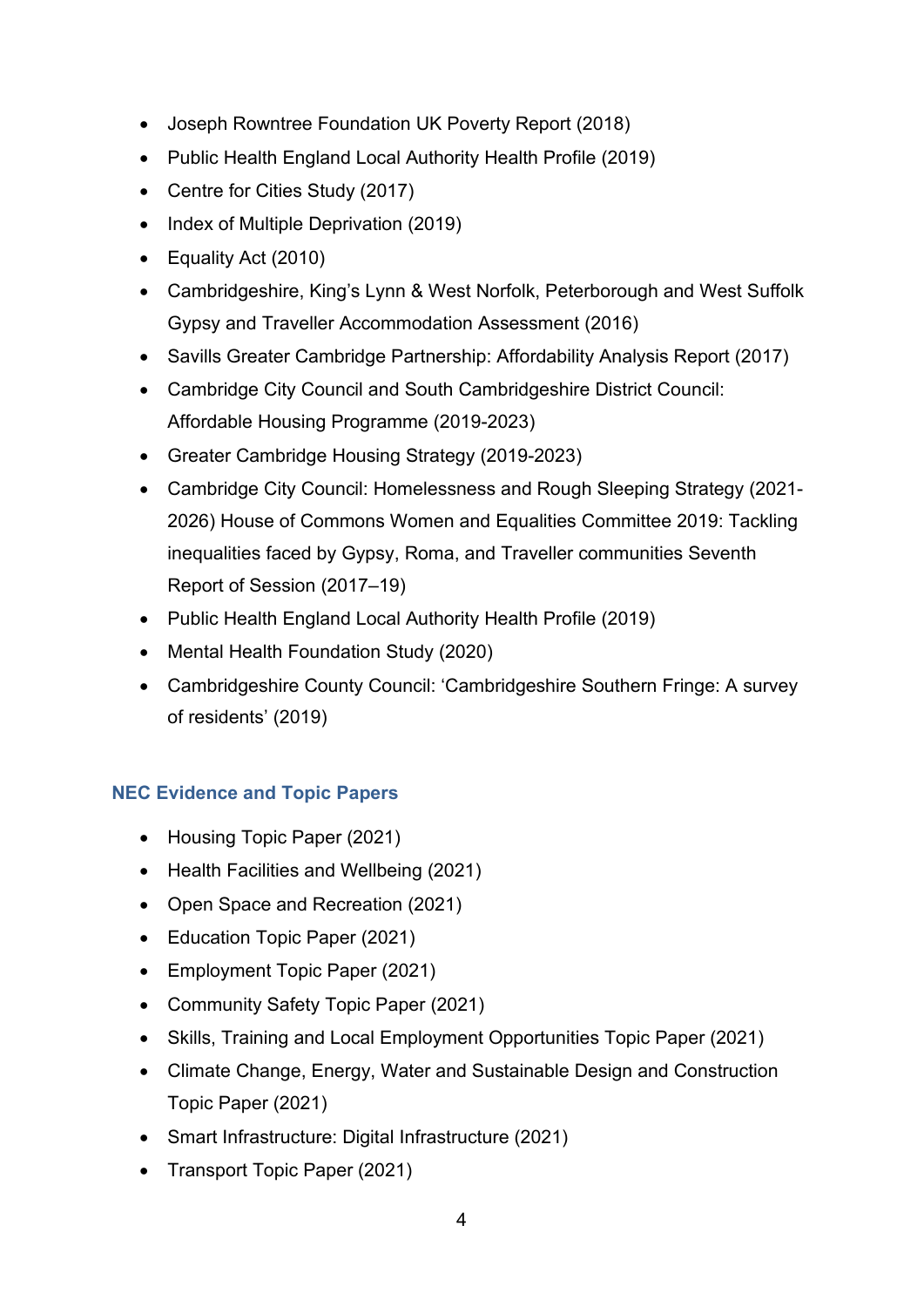- Joseph Rowntree Foundation UK Poverty Report (2018)
- Public Health England Local Authority Health Profile (2019)
- Centre for Cities Study (2017)
- Index of Multiple Deprivation (2019)
- Equality Act (2010)
- Cambridgeshire, King's Lynn & West Norfolk, Peterborough and West Suffolk Gypsy and Traveller Accommodation Assessment (2016)
- Savills Greater Cambridge Partnership: Affordability Analysis Report (2017)
- Cambridge City Council and South Cambridgeshire District Council: Affordable Housing Programme (2019-2023)
- Greater Cambridge Housing Strategy (2019-2023)
- Cambridge City Council: Homelessness and Rough Sleeping Strategy (2021-2026) House of Commons Women and Equalities Committee 2019: Tackling inequalities faced by Gypsy, Roma, and Traveller communities Seventh Report of Session (2017–19)
- Public Health England Local Authority Health Profile (2019)
- Mental Health Foundation Study (2020)
- Cambridgeshire County Council: 'Cambridgeshire Southern Fringe: A survey of residents' (2019)

### NEC Evidence and Topic Papers

- Housing Topic Paper (2021)
- Health Facilities and Wellbeing (2021)
- Open Space and Recreation (2021)
- Education Topic Paper (2021)
- Employment Topic Paper (2021)
- Community Safety Topic Paper (2021)
- Skills, Training and Local Employment Opportunities Topic Paper (2021)
- Climate Change, Energy, Water and Sustainable Design and Construction Topic Paper (2021)
- Smart Infrastructure: Digital Infrastructure (2021)
- Transport Topic Paper (2021)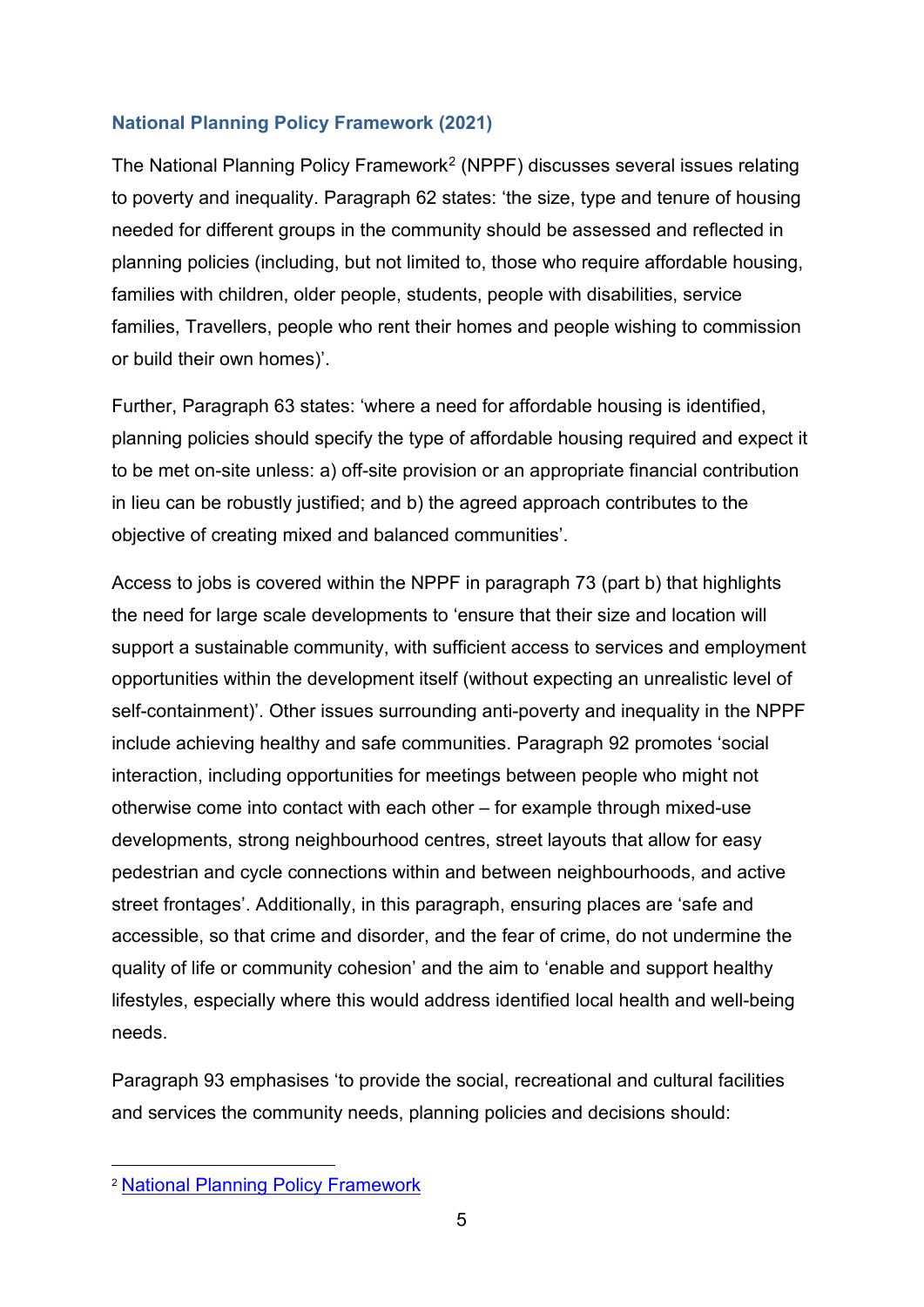### National Planning Policy Framework (2021)

The National Planning Policy Framework[2] (NPPF) discusses several issues relating to poverty and inequality. Paragraph 62 states: 'the size, type and tenure of housing needed for different groups in the community should be assessed and reflected in planning policies (including, but not limited to, those who require affordable housing, families with children, older people, students, people with disabilities, service families, Travellers, people who rent their homes and people wishing to commission or build their own homes)'.

Further, Paragraph 63 states: 'where a need for affordable housing is identified, planning policies should specify the type of affordable housing required and expect it to be met on-site unless: a) off-site provision or an appropriate financial contribution in lieu can be robustly justified; and b) the agreed approach contributes to the objective of creating mixed and balanced communities'.

Access to jobs is covered within the NPPF in paragraph 73 (part b) that highlights the need for large scale developments to 'ensure that their size and location will support a sustainable community, with sufficient access to services and employment opportunities within the development itself (without expecting an unrealistic level of self-containment)'. Other issues surrounding anti-poverty and inequality in the NPPF include achieving healthy and safe communities. Paragraph 92 promotes 'social interaction, including opportunities for meetings between people who might not otherwise come into contact with each other – for example through mixed-use developments, strong neighbourhood centres, street layouts that allow for easy pedestrian and cycle connections within and between neighbourhoods, and active street frontages'. Additionally, in this paragraph, ensuring places are 'safe and accessible, so that crime and disorder, and the fear of crime, do not undermine the quality of life or community cohesion' and the aim to 'enable and support healthy lifestyles, especially where this would address identified local health and well-being needs.

Paragraph 93 emphasises 'to provide the social, recreational and cultural facilities and services the community needs, planning policies and decisions should:

---

[2] National Planning Policy Framework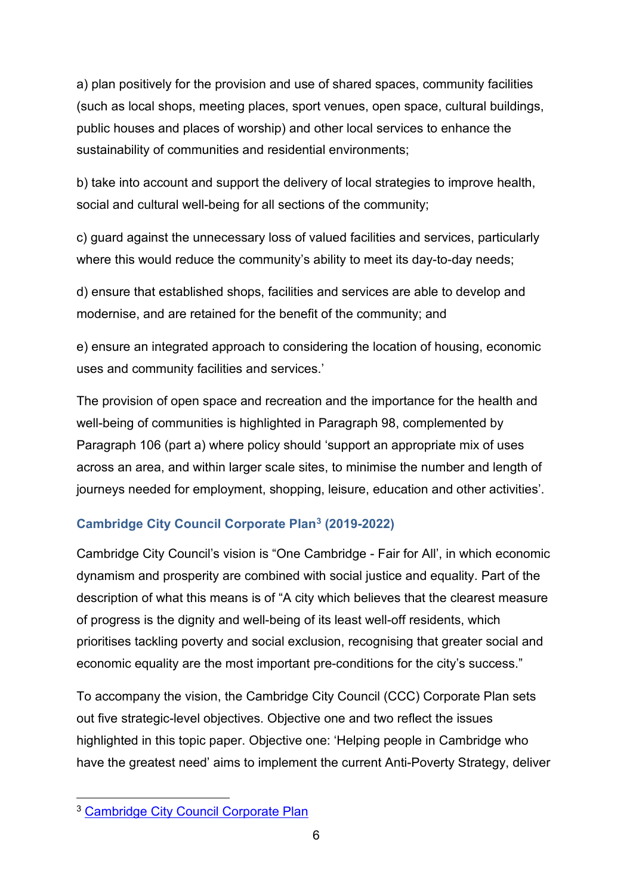a) plan positively for the provision and use of shared spaces, community facilities (such as local shops, meeting places, sport venues, open space, cultural buildings, public houses and places of worship) and other local services to enhance the sustainability of communities and residential environments;

b) take into account and support the delivery of local strategies to improve health, social and cultural well-being for all sections of the community;

c) guard against the unnecessary loss of valued facilities and services, particularly where this would reduce the community's ability to meet its day-to-day needs;

d) ensure that established shops, facilities and services are able to develop and modernise, and are retained for the benefit of the community; and

e) ensure an integrated approach to considering the location of housing, economic uses and community facilities and services.'

The provision of open space and recreation and the importance for the health and well-being of communities is highlighted in Paragraph 98, complemented by Paragraph 106 (part a) where policy should 'support an appropriate mix of uses across an area, and within larger scale sites, to minimise the number and length of journeys needed for employment, shopping, leisure, education and other activities'.

### Cambridge City Council Corporate Plan[3] (2019-2022)

Cambridge City Council's vision is "One Cambridge - Fair for All', in which economic dynamism and prosperity are combined with social justice and equality. Part of the description of what this means is of "A city which believes that the clearest measure of progress is the dignity and well-being of its least well-off residents, which prioritises tackling poverty and social exclusion, recognising that greater social and economic equality are the most important pre-conditions for the city's success."

To accompany the vision, the Cambridge City Council (CCC) Corporate Plan sets out five strategic-level objectives. Objective one and two reflect the issues highlighted in this topic paper. Objective one: 'Helping people in Cambridge who have the greatest need' aims to implement the current Anti-Poverty Strategy, deliver

[3] Cambridge City Council Corporate Plan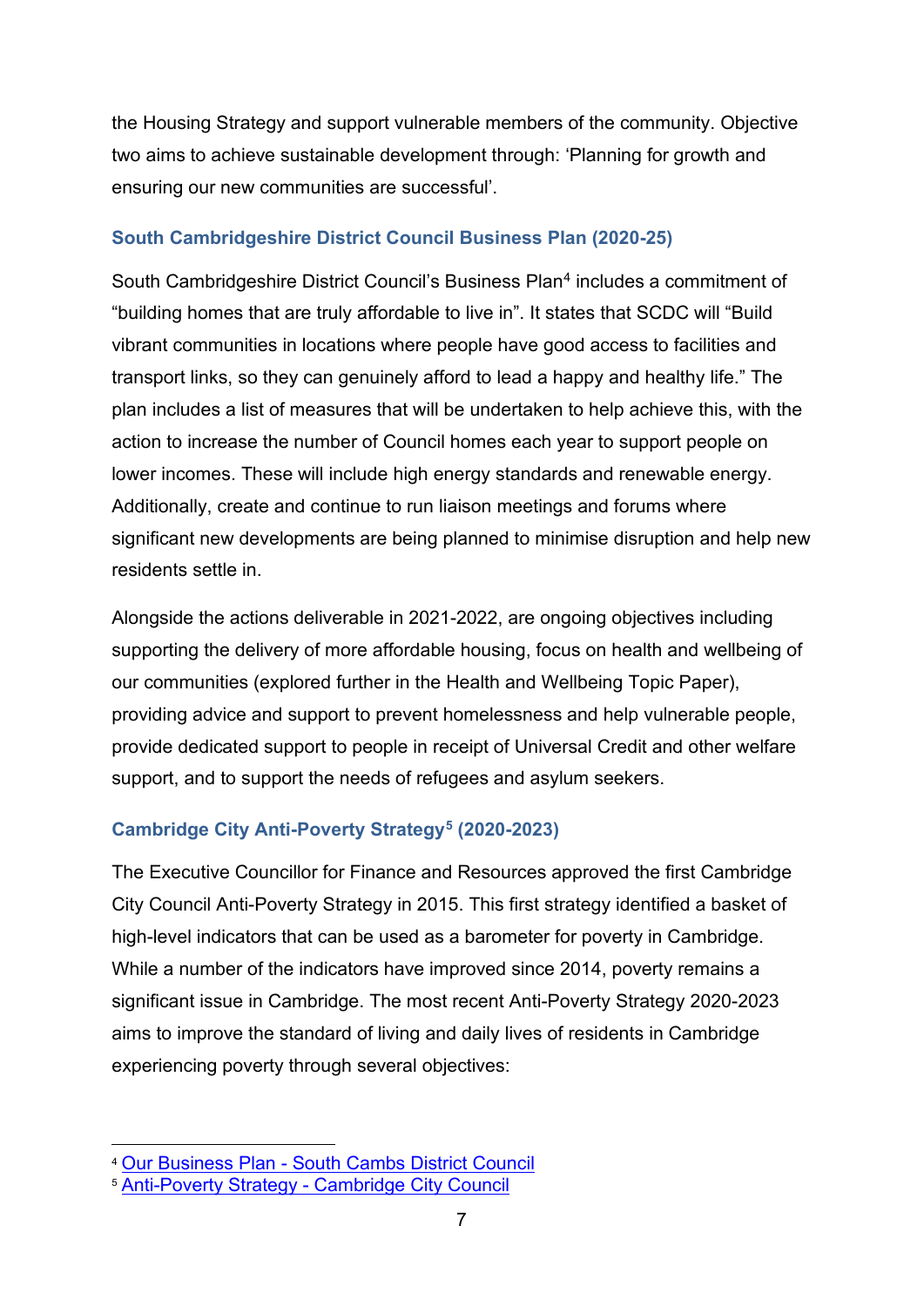the Housing Strategy and support vulnerable members of the community. Objective two aims to achieve sustainable development through: 'Planning for growth and ensuring our new communities are successful'.

### South Cambridgeshire District Council Business Plan (2020-25)

South Cambridgeshire District Council's Business Plan[4] includes a commitment of "building homes that are truly affordable to live in". It states that SCDC will "Build vibrant communities in locations where people have good access to facilities and transport links, so they can genuinely afford to lead a happy and healthy life." The plan includes a list of measures that will be undertaken to help achieve this, with the action to increase the number of Council homes each year to support people on lower incomes. These will include high energy standards and renewable energy. Additionally, create and continue to run liaison meetings and forums where significant new developments are being planned to minimise disruption and help new residents settle in.

Alongside the actions deliverable in 2021-2022, are ongoing objectives including supporting the delivery of more affordable housing, focus on health and wellbeing of our communities (explored further in the Health and Wellbeing Topic Paper), providing advice and support to prevent homelessness and help vulnerable people, provide dedicated support to people in receipt of Universal Credit and other welfare support, and to support the needs of refugees and asylum seekers.

### Cambridge City Anti-Poverty Strategy[5] (2020-2023)

The Executive Councillor for Finance and Resources approved the first Cambridge City Council Anti-Poverty Strategy in 2015. This first strategy identified a basket of high-level indicators that can be used as a barometer for poverty in Cambridge. While a number of the indicators have improved since 2014, poverty remains a significant issue in Cambridge. The most recent Anti-Poverty Strategy 2020-2023 aims to improve the standard of living and daily lives of residents in Cambridge experiencing poverty through several objectives:

---

[4] Our Business Plan - South Cambs District Council

[5] Anti-Poverty Strategy - Cambridge City Council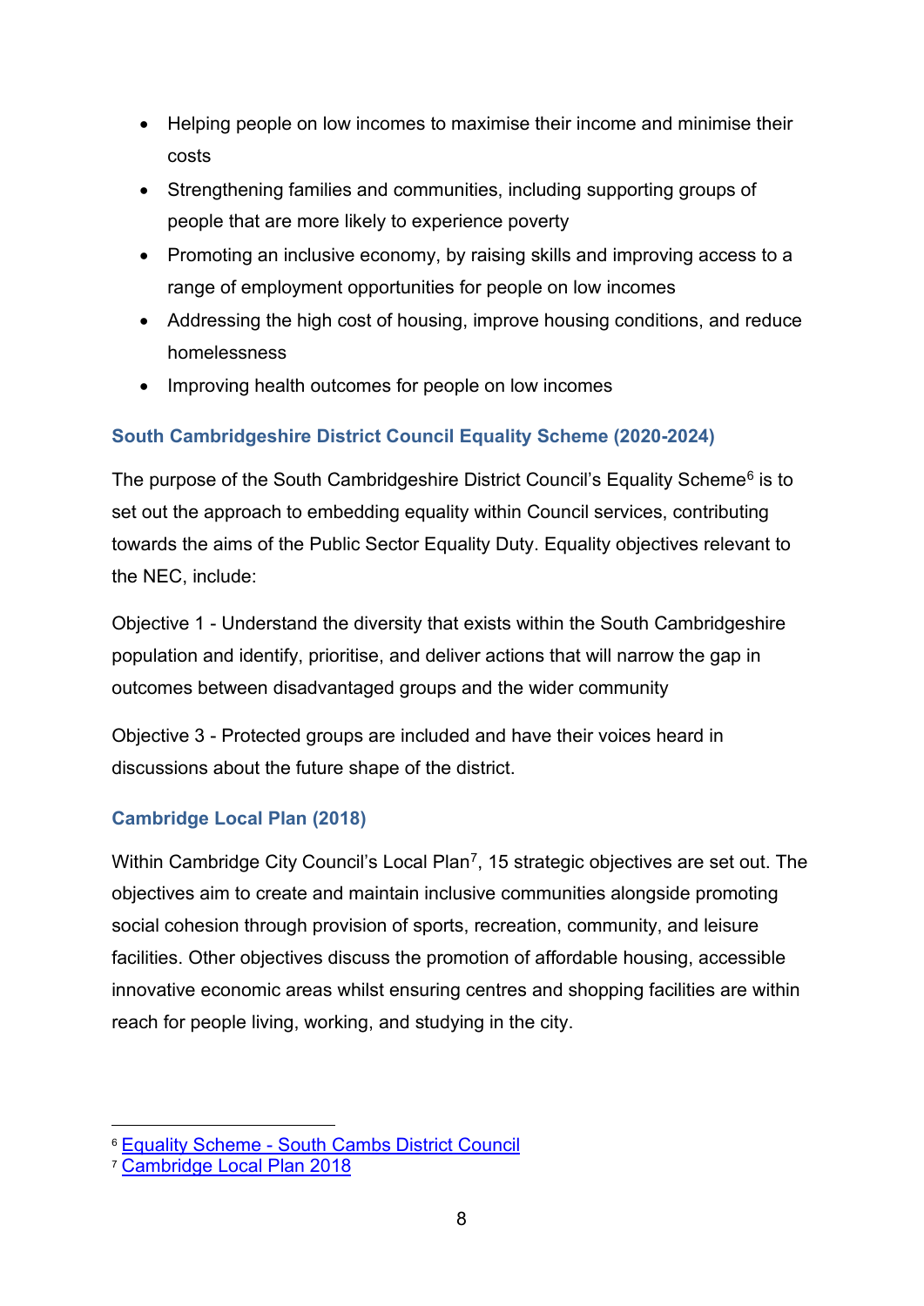- Helping people on low incomes to maximise their income and minimise their costs
- Strengthening families and communities, including supporting groups of people that are more likely to experience poverty
- Promoting an inclusive economy, by raising skills and improving access to a range of employment opportunities for people on low incomes
- Addressing the high cost of housing, improve housing conditions, and reduce homelessness
- Improving health outcomes for people on low incomes

### South Cambridgeshire District Council Equality Scheme (2020-2024)

The purpose of the South Cambridgeshire District Council's Equality Scheme[6] is to set out the approach to embedding equality within Council services, contributing towards the aims of the Public Sector Equality Duty. Equality objectives relevant to the NEC, include:

Objective 1 - Understand the diversity that exists within the South Cambridgeshire population and identify, prioritise, and deliver actions that will narrow the gap in outcomes between disadvantaged groups and the wider community

Objective 3 - Protected groups are included and have their voices heard in discussions about the future shape of the district.

### Cambridge Local Plan (2018)

Within Cambridge City Council's Local Plan[7], 15 strategic objectives are set out. The objectives aim to create and maintain inclusive communities alongside promoting social cohesion through provision of sports, recreation, community, and leisure facilities. Other objectives discuss the promotion of affordable housing, accessible innovative economic areas whilst ensuring centres and shopping facilities are within reach for people living, working, and studying in the city.

---

[6] Equality Scheme - South Cambs District Council

[7] Cambridge Local Plan 2018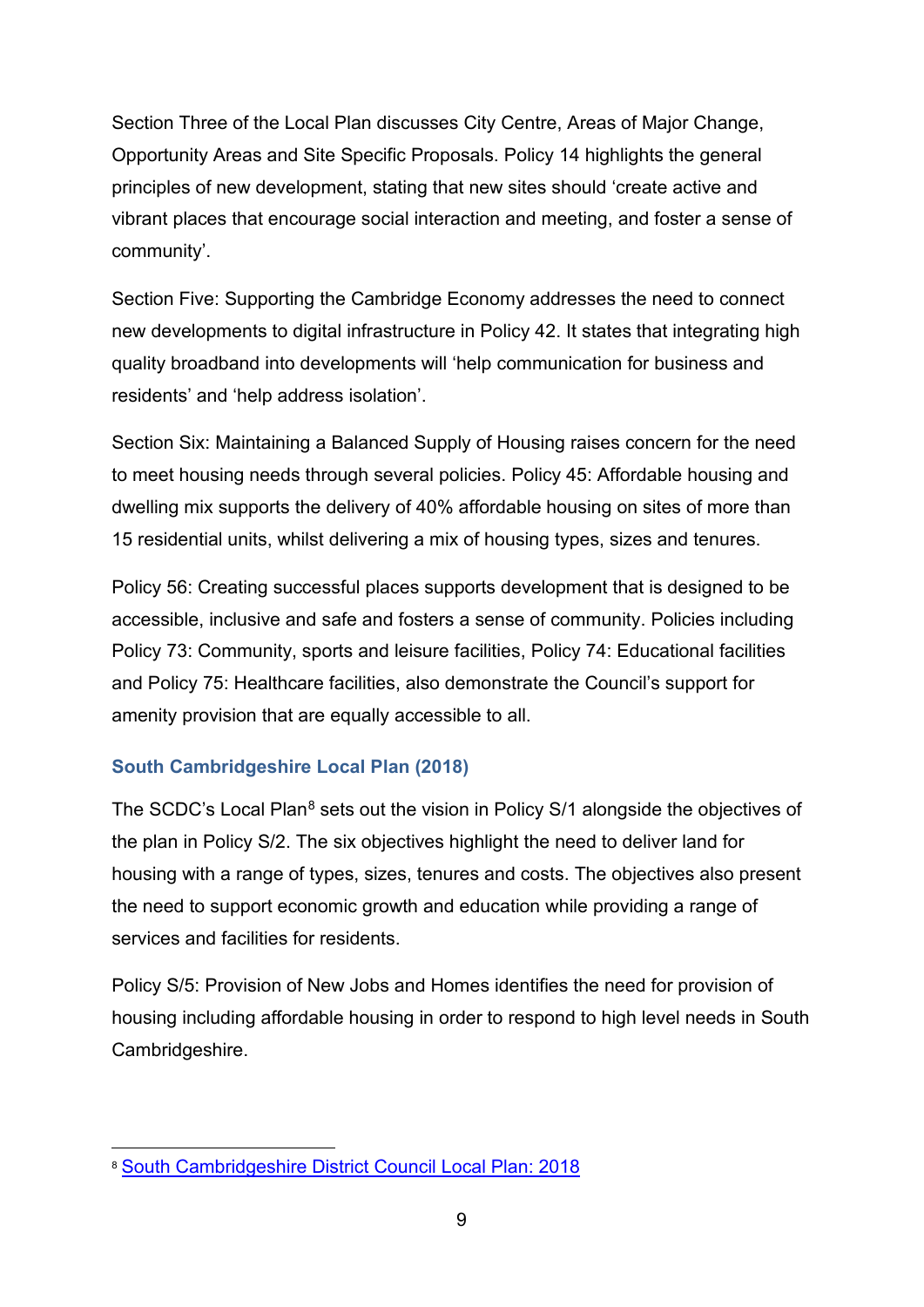Section Three of the Local Plan discusses City Centre, Areas of Major Change, Opportunity Areas and Site Specific Proposals. Policy 14 highlights the general principles of new development, stating that new sites should 'create active and vibrant places that encourage social interaction and meeting, and foster a sense of community'.

Section Five: Supporting the Cambridge Economy addresses the need to connect new developments to digital infrastructure in Policy 42. It states that integrating high quality broadband into developments will 'help communication for business and residents' and 'help address isolation'.

Section Six: Maintaining a Balanced Supply of Housing raises concern for the need to meet housing needs through several policies. Policy 45: Affordable housing and dwelling mix supports the delivery of 40% affordable housing on sites of more than 15 residential units, whilst delivering a mix of housing types, sizes and tenures.

Policy 56: Creating successful places supports development that is designed to be accessible, inclusive and safe and fosters a sense of community. Policies including Policy 73: Community, sports and leisure facilities, Policy 74: Educational facilities and Policy 75: Healthcare facilities, also demonstrate the Council's support for amenity provision that are equally accessible to all.

### South Cambridgeshire Local Plan (2018)

The SCDC's Local Plan[8] sets out the vision in Policy S/1 alongside the objectives of the plan in Policy S/2. The six objectives highlight the need to deliver land for housing with a range of types, sizes, tenures and costs. The objectives also present the need to support economic growth and education while providing a range of services and facilities for residents.

Policy S/5: Provision of New Jobs and Homes identifies the need for provision of housing including affordable housing in order to respond to high level needs in South Cambridgeshire.

---

[8] South Cambridgeshire District Council Local Plan: 2018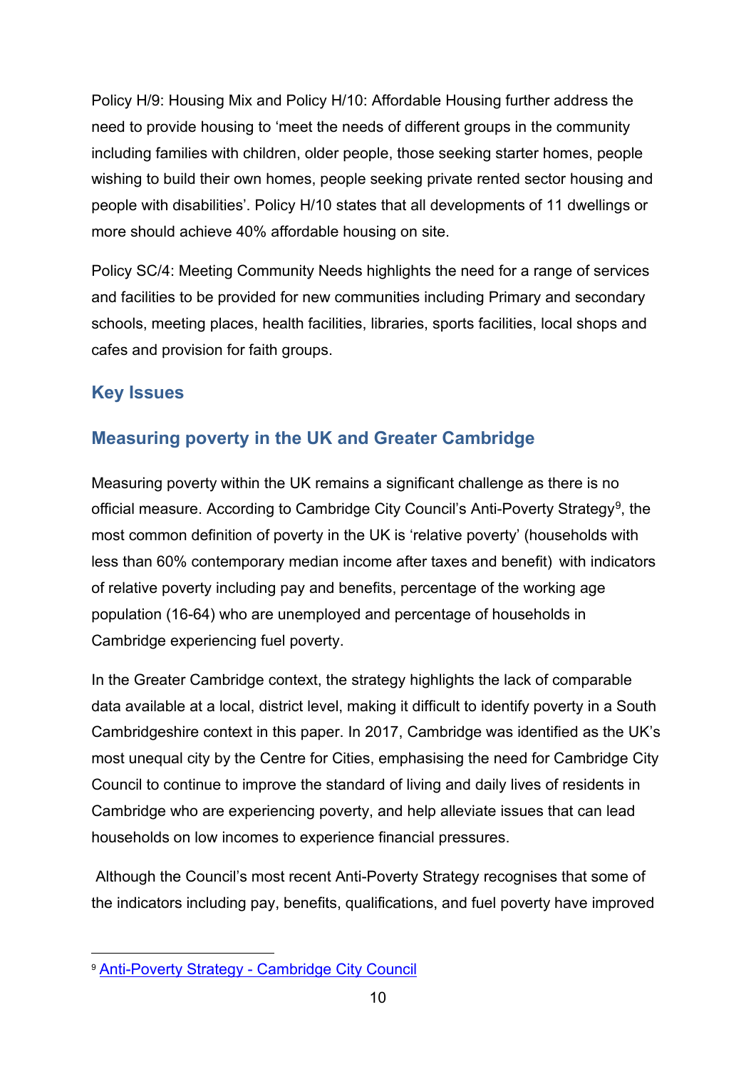Policy H/9: Housing Mix and Policy H/10: Affordable Housing further address the need to provide housing to 'meet the needs of different groups in the community including families with children, older people, those seeking starter homes, people wishing to build their own homes, people seeking private rented sector housing and people with disabilities'. Policy H/10 states that all developments of 11 dwellings or more should achieve 40% affordable housing on site.

Policy SC/4: Meeting Community Needs highlights the need for a range of services and facilities to be provided for new communities including Primary and secondary schools, meeting places, health facilities, libraries, sports facilities, local shops and cafes and provision for faith groups.

## Key Issues

## Measuring poverty in the UK and Greater Cambridge

Measuring poverty within the UK remains a significant challenge as there is no official measure. According to Cambridge City Council's Anti-Poverty Strategy[9], the most common definition of poverty in the UK is 'relative poverty' (households with less than 60% contemporary median income after taxes and benefit) with indicators of relative poverty including pay and benefits, percentage of the working age population (16-64) who are unemployed and percentage of households in Cambridge experiencing fuel poverty.

In the Greater Cambridge context, the strategy highlights the lack of comparable data available at a local, district level, making it difficult to identify poverty in a South Cambridgeshire context in this paper. In 2017, Cambridge was identified as the UK's most unequal city by the Centre for Cities, emphasising the need for Cambridge City Council to continue to improve the standard of living and daily lives of residents in Cambridge who are experiencing poverty, and help alleviate issues that can lead households on low incomes to experience financial pressures.

Although the Council's most recent Anti-Poverty Strategy recognises that some of the indicators including pay, benefits, qualifications, and fuel poverty have improved

[9] Anti-Poverty Strategy - Cambridge City Council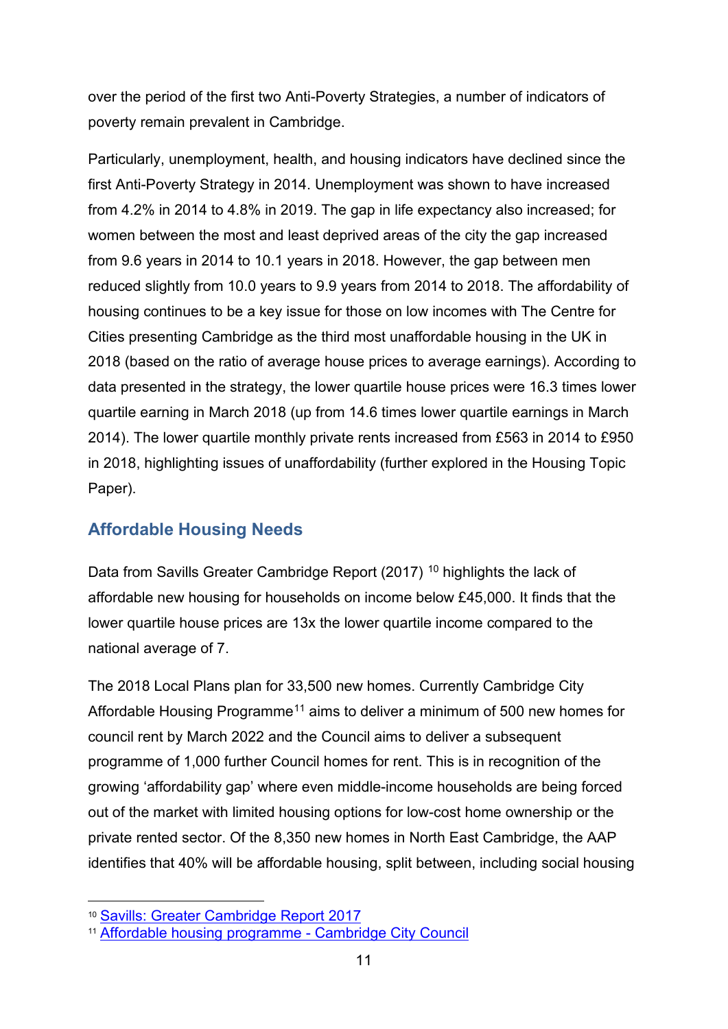over the period of the first two Anti-Poverty Strategies, a number of indicators of poverty remain prevalent in Cambridge.

Particularly, unemployment, health, and housing indicators have declined since the first Anti-Poverty Strategy in 2014. Unemployment was shown to have increased from 4.2% in 2014 to 4.8% in 2019. The gap in life expectancy also increased; for women between the most and least deprived areas of the city the gap increased from 9.6 years in 2014 to 10.1 years in 2018. However, the gap between men reduced slightly from 10.0 years to 9.9 years from 2014 to 2018. The affordability of housing continues to be a key issue for those on low incomes with The Centre for Cities presenting Cambridge as the third most unaffordable housing in the UK in 2018 (based on the ratio of average house prices to average earnings). According to data presented in the strategy, the lower quartile house prices were 16.3 times lower quartile earning in March 2018 (up from 14.6 times lower quartile earnings in March 2014). The lower quartile monthly private rents increased from £563 in 2014 to £950 in 2018, highlighting issues of unaffordability (further explored in the Housing Topic Paper).

## Affordable Housing Needs

Data from Savills Greater Cambridge Report (2017) [10] highlights the lack of affordable new housing for households on income below £45,000. It finds that the lower quartile house prices are 13x the lower quartile income compared to the national average of 7.

The 2018 Local Plans plan for 33,500 new homes. Currently Cambridge City Affordable Housing Programme[11] aims to deliver a minimum of 500 new homes for council rent by March 2022 and the Council aims to deliver a subsequent programme of 1,000 further Council homes for rent. This is in recognition of the growing 'affordability gap' where even middle-income households are being forced out of the market with limited housing options for low-cost home ownership or the private rented sector. Of the 8,350 new homes in North East Cambridge, the AAP identifies that 40% will be affordable housing, split between, including social housing

[10] Savills: Greater Cambridge Report 2017

[11] Affordable housing programme - Cambridge City Council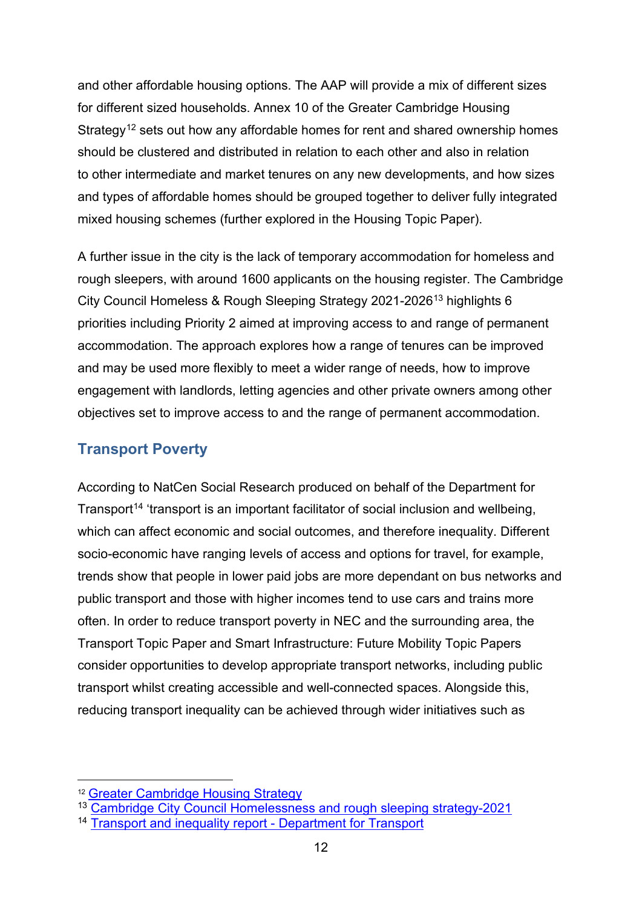and other affordable housing options. The AAP will provide a mix of different sizes for different sized households. Annex 10 of the Greater Cambridge Housing Strategy[12] sets out how any affordable homes for rent and shared ownership homes should be clustered and distributed in relation to each other and also in relation to other intermediate and market tenures on any new developments, and how sizes and types of affordable homes should be grouped together to deliver fully integrated mixed housing schemes (further explored in the Housing Topic Paper).

A further issue in the city is the lack of temporary accommodation for homeless and rough sleepers, with around 1600 applicants on the housing register. The Cambridge City Council Homeless & Rough Sleeping Strategy 2021-2026[13] highlights 6 priorities including Priority 2 aimed at improving access to and range of permanent accommodation. The approach explores how a range of tenures can be improved and may be used more flexibly to meet a wider range of needs, how to improve engagement with landlords, letting agencies and other private owners among other objectives set to improve access to and the range of permanent accommodation.

## Transport Poverty

According to NatCen Social Research produced on behalf of the Department for Transport[14] 'transport is an important facilitator of social inclusion and wellbeing, which can affect economic and social outcomes, and therefore inequality. Different socio-economic have ranging levels of access and options for travel, for example, trends show that people in lower paid jobs are more dependant on bus networks and public transport and those with higher incomes tend to use cars and trains more often. In order to reduce transport poverty in NEC and the surrounding area, the Transport Topic Paper and Smart Infrastructure: Future Mobility Topic Papers consider opportunities to develop appropriate transport networks, including public transport whilst creating accessible and well-connected spaces. Alongside this, reducing transport inequality can be achieved through wider initiatives such as

---

[12] Greater Cambridge Housing Strategy

[13] Cambridge City Council Homelessness and rough sleeping strategy-2021

[14] Transport and inequality report - Department for Transport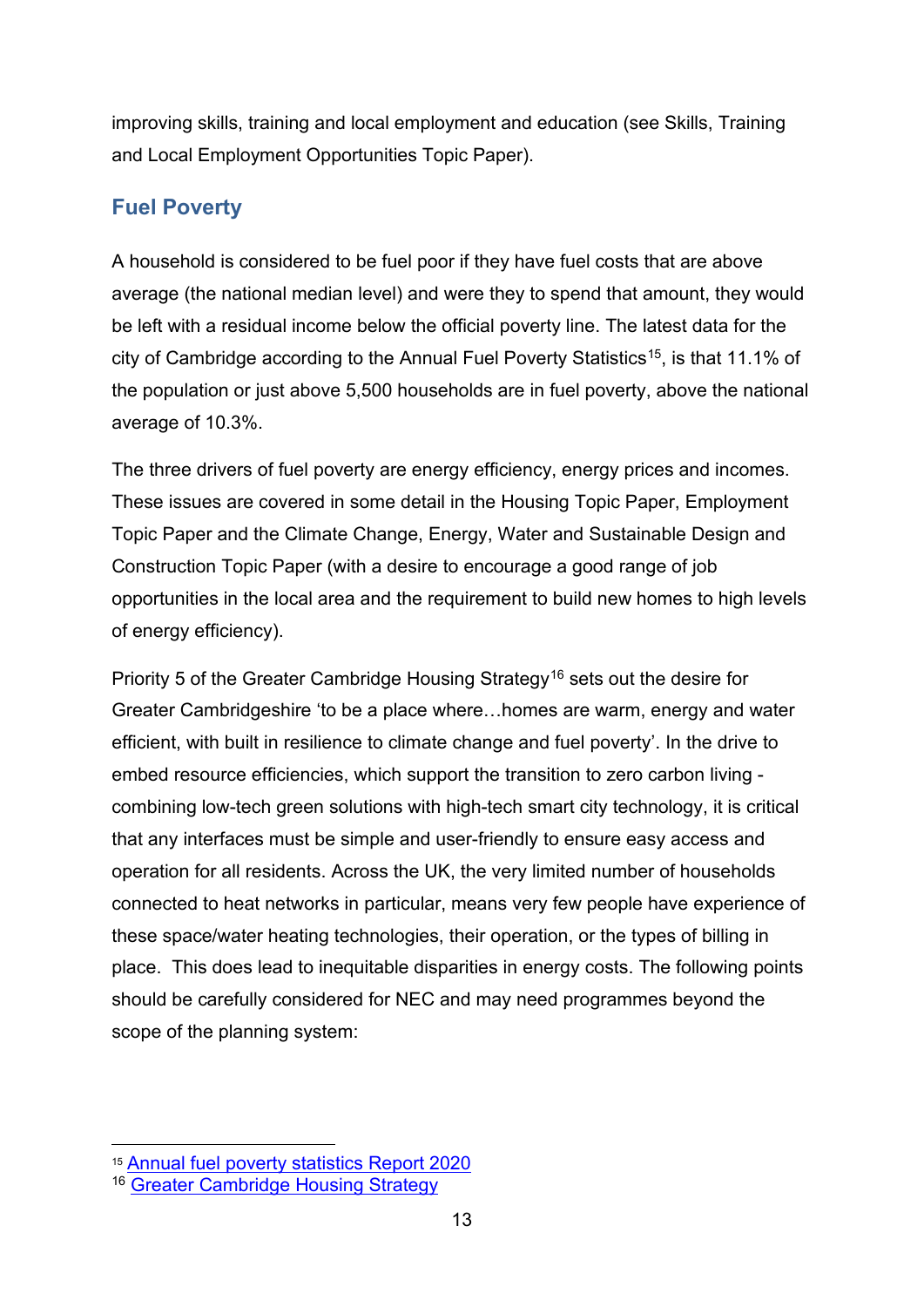improving skills, training and local employment and education (see Skills, Training and Local Employment Opportunities Topic Paper).

## Fuel Poverty

A household is considered to be fuel poor if they have fuel costs that are above average (the national median level) and were they to spend that amount, they would be left with a residual income below the official poverty line. The latest data for the city of Cambridge according to the Annual Fuel Poverty Statistics[15], is that 11.1% of the population or just above 5,500 households are in fuel poverty, above the national average of 10.3%.

The three drivers of fuel poverty are energy efficiency, energy prices and incomes. These issues are covered in some detail in the Housing Topic Paper, Employment Topic Paper and the Climate Change, Energy, Water and Sustainable Design and Construction Topic Paper (with a desire to encourage a good range of job opportunities in the local area and the requirement to build new homes to high levels of energy efficiency).

Priority 5 of the Greater Cambridge Housing Strategy[16] sets out the desire for Greater Cambridgeshire 'to be a place where…homes are warm, energy and water efficient, with built in resilience to climate change and fuel poverty'. In the drive to embed resource efficiencies, which support the transition to zero carbon living - combining low-tech green solutions with high-tech smart city technology, it is critical that any interfaces must be simple and user-friendly to ensure easy access and operation for all residents. Across the UK, the very limited number of households connected to heat networks in particular, means very few people have experience of these space/water heating technologies, their operation, or the types of billing in place. This does lead to inequitable disparities in energy costs. The following points should be carefully considered for NEC and may need programmes beyond the scope of the planning system:

---

[15] Annual fuel poverty statistics Report 2020

[16] Greater Cambridge Housing Strategy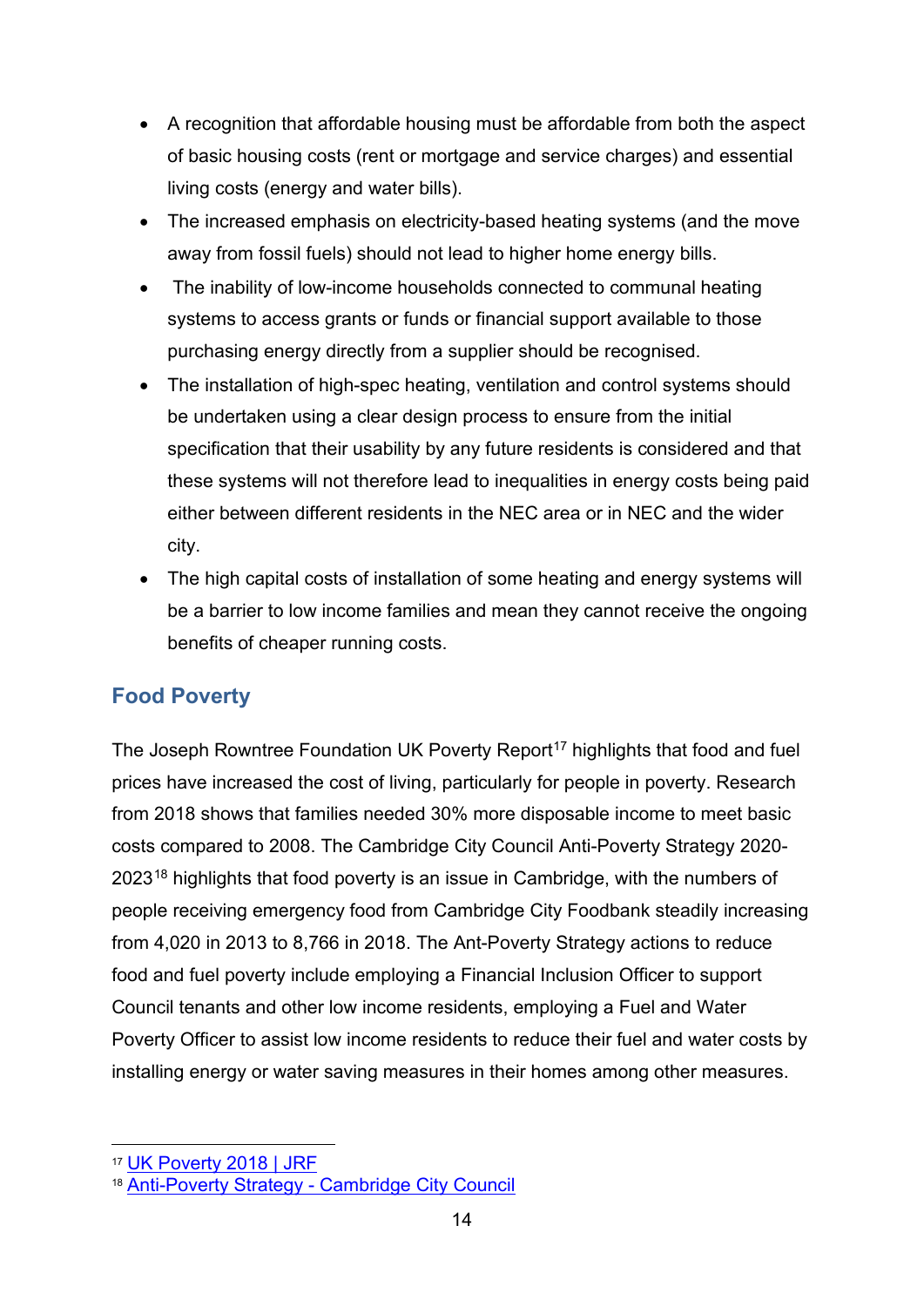- A recognition that affordable housing must be affordable from both the aspect of basic housing costs (rent or mortgage and service charges) and essential living costs (energy and water bills).
- The increased emphasis on electricity-based heating systems (and the move away from fossil fuels) should not lead to higher home energy bills.
- The inability of low-income households connected to communal heating systems to access grants or funds or financial support available to those purchasing energy directly from a supplier should be recognised.
- The installation of high-spec heating, ventilation and control systems should be undertaken using a clear design process to ensure from the initial specification that their usability by any future residents is considered and that these systems will not therefore lead to inequalities in energy costs being paid either between different residents in the NEC area or in NEC and the wider city.
- The high capital costs of installation of some heating and energy systems will be a barrier to low income families and mean they cannot receive the ongoing benefits of cheaper running costs.

## Food Poverty

The Joseph Rowntree Foundation UK Poverty Report[17] highlights that food and fuel prices have increased the cost of living, particularly for people in poverty. Research from 2018 shows that families needed 30% more disposable income to meet basic costs compared to 2008. The Cambridge City Council Anti-Poverty Strategy 2020-2023[18] highlights that food poverty is an issue in Cambridge, with the numbers of people receiving emergency food from Cambridge City Foodbank steadily increasing from 4,020 in 2013 to 8,766 in 2018. The Ant-Poverty Strategy actions to reduce food and fuel poverty include employing a Financial Inclusion Officer to support Council tenants and other low income residents, employing a Fuel and Water Poverty Officer to assist low income residents to reduce their fuel and water costs by installing energy or water saving measures in their homes among other measures.

---

[17] UK Poverty 2018 | JRF

[18] Anti-Poverty Strategy - Cambridge City Council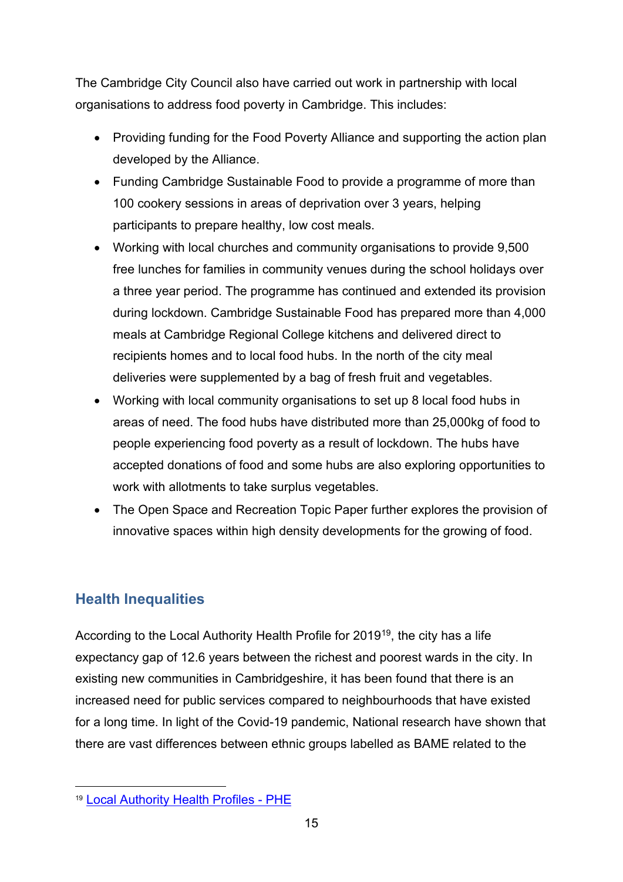The Cambridge City Council also have carried out work in partnership with local organisations to address food poverty in Cambridge. This includes:

- Providing funding for the Food Poverty Alliance and supporting the action plan developed by the Alliance.
- Funding Cambridge Sustainable Food to provide a programme of more than 100 cookery sessions in areas of deprivation over 3 years, helping participants to prepare healthy, low cost meals.
- Working with local churches and community organisations to provide 9,500 free lunches for families in community venues during the school holidays over a three year period. The programme has continued and extended its provision during lockdown. Cambridge Sustainable Food has prepared more than 4,000 meals at Cambridge Regional College kitchens and delivered direct to recipients homes and to local food hubs. In the north of the city meal deliveries were supplemented by a bag of fresh fruit and vegetables.
- Working with local community organisations to set up 8 local food hubs in areas of need. The food hubs have distributed more than 25,000kg of food to people experiencing food poverty as a result of lockdown. The hubs have accepted donations of food and some hubs are also exploring opportunities to work with allotments to take surplus vegetables.
- The Open Space and Recreation Topic Paper further explores the provision of innovative spaces within high density developments for the growing of food.

## Health Inequalities

According to the Local Authority Health Profile for 2019[19], the city has a life expectancy gap of 12.6 years between the richest and poorest wards in the city. In existing new communities in Cambridgeshire, it has been found that there is an increased need for public services compared to neighbourhoods that have existed for a long time. In light of the Covid-19 pandemic, National research have shown that there are vast differences between ethnic groups labelled as BAME related to the

[19] Local Authority Health Profiles - PHE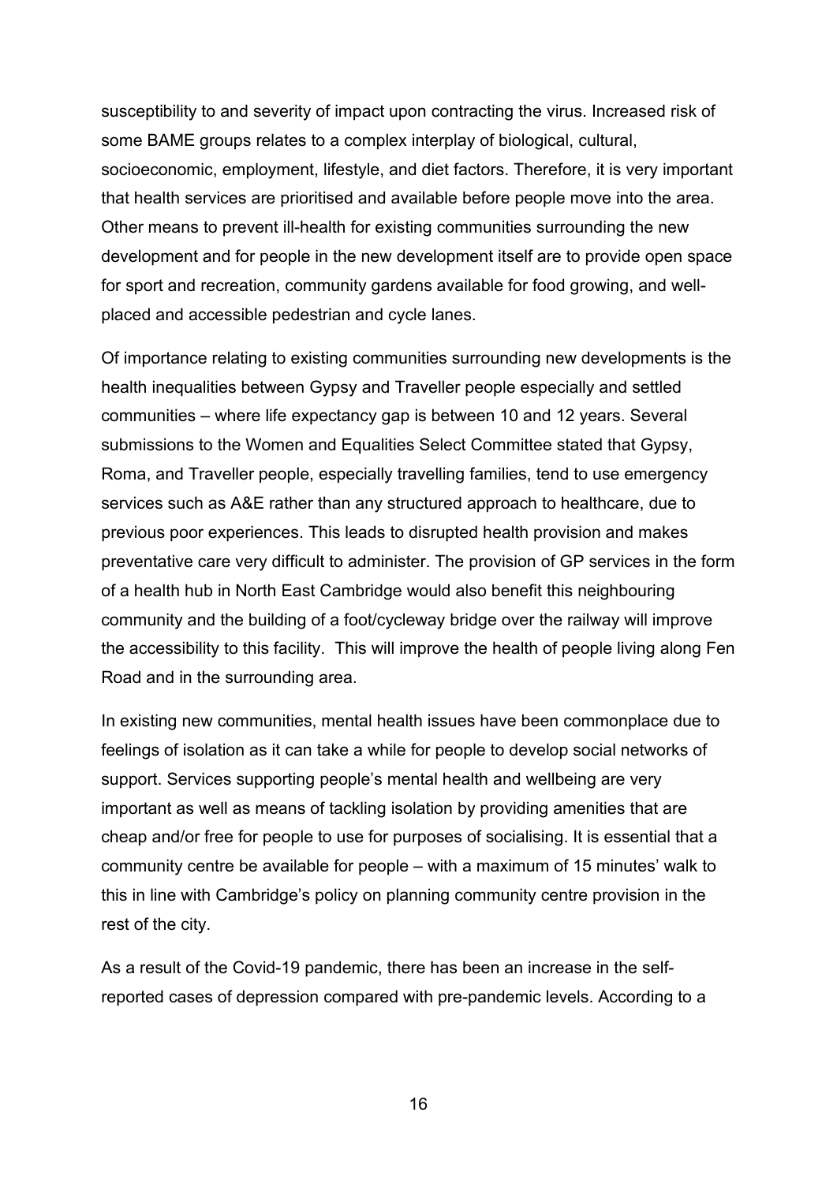susceptibility to and severity of impact upon contracting the virus. Increased risk of some BAME groups relates to a complex interplay of biological, cultural, socioeconomic, employment, lifestyle, and diet factors. Therefore, it is very important that health services are prioritised and available before people move into the area. Other means to prevent ill-health for existing communities surrounding the new development and for people in the new development itself are to provide open space for sport and recreation, community gardens available for food growing, and well-placed and accessible pedestrian and cycle lanes.

Of importance relating to existing communities surrounding new developments is the health inequalities between Gypsy and Traveller people especially and settled communities – where life expectancy gap is between 10 and 12 years. Several submissions to the Women and Equalities Select Committee stated that Gypsy, Roma, and Traveller people, especially travelling families, tend to use emergency services such as A&E rather than any structured approach to healthcare, due to previous poor experiences. This leads to disrupted health provision and makes preventative care very difficult to administer. The provision of GP services in the form of a health hub in North East Cambridge would also benefit this neighbouring community and the building of a foot/cycleway bridge over the railway will improve the accessibility to this facility. This will improve the health of people living along Fen Road and in the surrounding area.

In existing new communities, mental health issues have been commonplace due to feelings of isolation as it can take a while for people to develop social networks of support. Services supporting people's mental health and wellbeing are very important as well as means of tackling isolation by providing amenities that are cheap and/or free for people to use for purposes of socialising. It is essential that a community centre be available for people – with a maximum of 15 minutes' walk to this in line with Cambridge's policy on planning community centre provision in the rest of the city.

As a result of the Covid-19 pandemic, there has been an increase in the self-reported cases of depression compared with pre-pandemic levels. According to a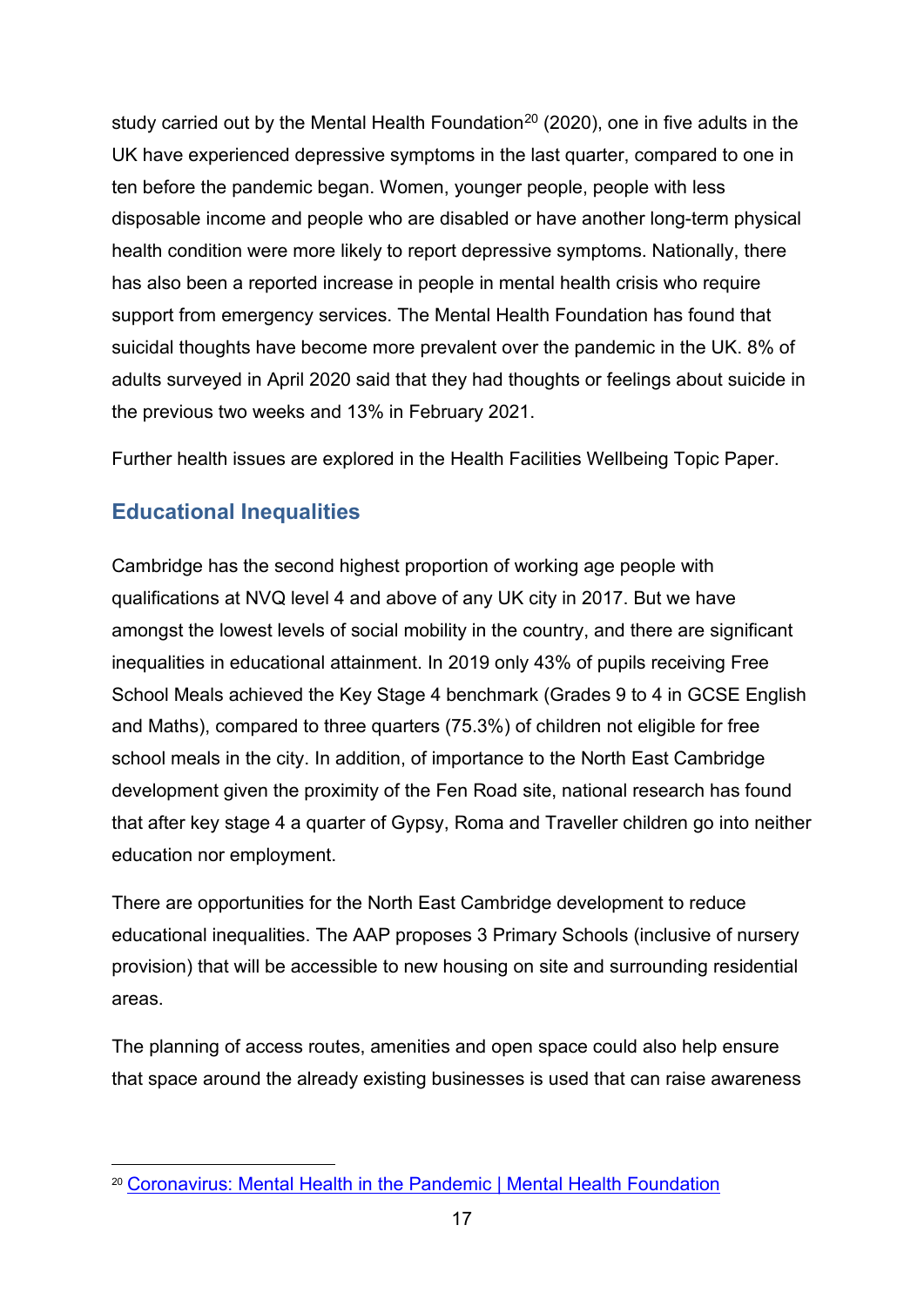study carried out by the Mental Health Foundation[20] (2020), one in five adults in the UK have experienced depressive symptoms in the last quarter, compared to one in ten before the pandemic began. Women, younger people, people with less disposable income and people who are disabled or have another long-term physical health condition were more likely to report depressive symptoms. Nationally, there has also been a reported increase in people in mental health crisis who require support from emergency services. The Mental Health Foundation has found that suicidal thoughts have become more prevalent over the pandemic in the UK. 8% of adults surveyed in April 2020 said that they had thoughts or feelings about suicide in the previous two weeks and 13% in February 2021.

Further health issues are explored in the Health Facilities Wellbeing Topic Paper.

## Educational Inequalities

Cambridge has the second highest proportion of working age people with qualifications at NVQ level 4 and above of any UK city in 2017. But we have amongst the lowest levels of social mobility in the country, and there are significant inequalities in educational attainment. In 2019 only 43% of pupils receiving Free School Meals achieved the Key Stage 4 benchmark (Grades 9 to 4 in GCSE English and Maths), compared to three quarters (75.3%) of children not eligible for free school meals in the city. In addition, of importance to the North East Cambridge development given the proximity of the Fen Road site, national research has found that after key stage 4 a quarter of Gypsy, Roma and Traveller children go into neither education nor employment.

There are opportunities for the North East Cambridge development to reduce educational inequalities. The AAP proposes 3 Primary Schools (inclusive of nursery provision) that will be accessible to new housing on site and surrounding residential areas.

The planning of access routes, amenities and open space could also help ensure that space around the already existing businesses is used that can raise awareness

[20] Coronavirus: Mental Health in the Pandemic | Mental Health Foundation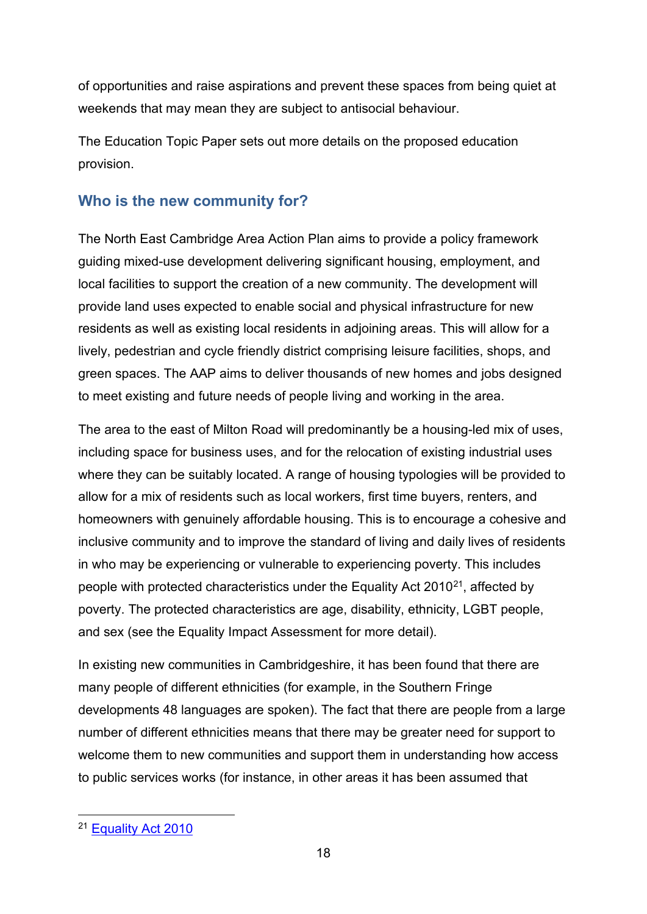of opportunities and raise aspirations and prevent these spaces from being quiet at weekends that may mean they are subject to antisocial behaviour.

The Education Topic Paper sets out more details on the proposed education provision.

## Who is the new community for?

The North East Cambridge Area Action Plan aims to provide a policy framework guiding mixed-use development delivering significant housing, employment, and local facilities to support the creation of a new community. The development will provide land uses expected to enable social and physical infrastructure for new residents as well as existing local residents in adjoining areas. This will allow for a lively, pedestrian and cycle friendly district comprising leisure facilities, shops, and green spaces. The AAP aims to deliver thousands of new homes and jobs designed to meet existing and future needs of people living and working in the area.

The area to the east of Milton Road will predominantly be a housing-led mix of uses, including space for business uses, and for the relocation of existing industrial uses where they can be suitably located. A range of housing typologies will be provided to allow for a mix of residents such as local workers, first time buyers, renters, and homeowners with genuinely affordable housing. This is to encourage a cohesive and inclusive community and to improve the standard of living and daily lives of residents in who may be experiencing or vulnerable to experiencing poverty. This includes people with protected characteristics under the Equality Act 2010[21], affected by poverty. The protected characteristics are age, disability, ethnicity, LGBT people, and sex (see the Equality Impact Assessment for more detail).

In existing new communities in Cambridgeshire, it has been found that there are many people of different ethnicities (for example, in the Southern Fringe developments 48 languages are spoken). The fact that there are people from a large number of different ethnicities means that there may be greater need for support to welcome them to new communities and support them in understanding how access to public services works (for instance, in other areas it has been assumed that

[21] Equality Act 2010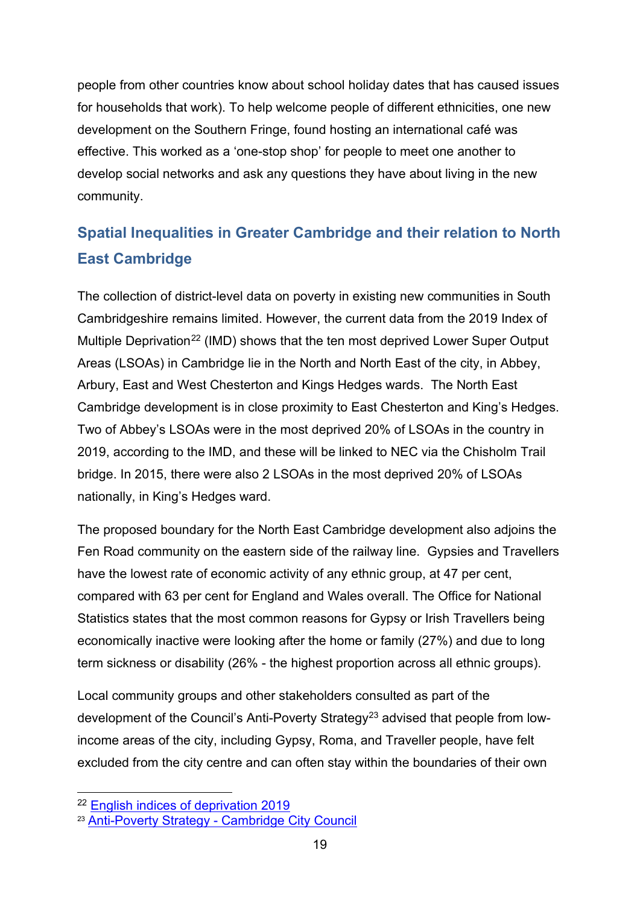people from other countries know about school holiday dates that has caused issues for households that work). To help welcome people of different ethnicities, one new development on the Southern Fringe, found hosting an international café was effective. This worked as a 'one-stop shop' for people to meet one another to develop social networks and ask any questions they have about living in the new community.

## Spatial Inequalities in Greater Cambridge and their relation to North East Cambridge

The collection of district-level data on poverty in existing new communities in South Cambridgeshire remains limited. However, the current data from the 2019 Index of Multiple Deprivation[22] (IMD) shows that the ten most deprived Lower Super Output Areas (LSOAs) in Cambridge lie in the North and North East of the city, in Abbey, Arbury, East and West Chesterton and Kings Hedges wards. The North East Cambridge development is in close proximity to East Chesterton and King's Hedges. Two of Abbey's LSOAs were in the most deprived 20% of LSOAs in the country in 2019, according to the IMD, and these will be linked to NEC via the Chisholm Trail bridge. In 2015, there were also 2 LSOAs in the most deprived 20% of LSOAs nationally, in King's Hedges ward.

The proposed boundary for the North East Cambridge development also adjoins the Fen Road community on the eastern side of the railway line. Gypsies and Travellers have the lowest rate of economic activity of any ethnic group, at 47 per cent, compared with 63 per cent for England and Wales overall. The Office for National Statistics states that the most common reasons for Gypsy or Irish Travellers being economically inactive were looking after the home or family (27%) and due to long term sickness or disability (26% - the highest proportion across all ethnic groups).

Local community groups and other stakeholders consulted as part of the development of the Council's Anti-Poverty Strategy[23] advised that people from low-income areas of the city, including Gypsy, Roma, and Traveller people, have felt excluded from the city centre and can often stay within the boundaries of their own

[22] English indices of deprivation 2019

[23] Anti-Poverty Strategy - Cambridge City Council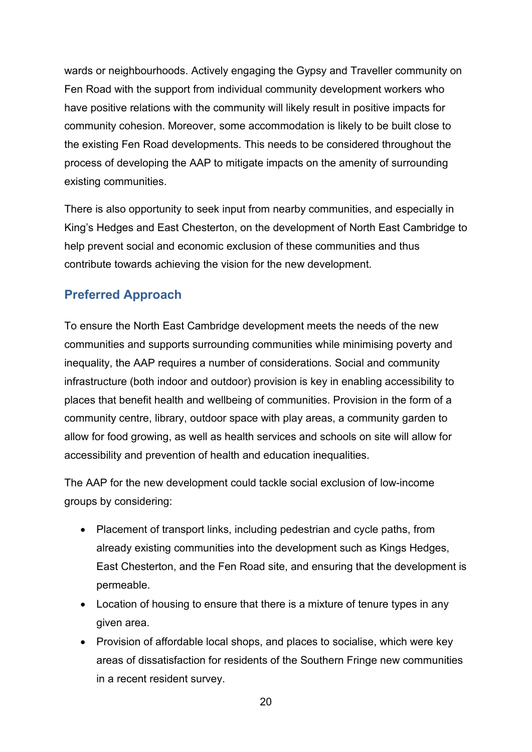wards or neighbourhoods. Actively engaging the Gypsy and Traveller community on Fen Road with the support from individual community development workers who have positive relations with the community will likely result in positive impacts for community cohesion. Moreover, some accommodation is likely to be built close to the existing Fen Road developments. This needs to be considered throughout the process of developing the AAP to mitigate impacts on the amenity of surrounding existing communities.

There is also opportunity to seek input from nearby communities, and especially in King's Hedges and East Chesterton, on the development of North East Cambridge to help prevent social and economic exclusion of these communities and thus contribute towards achieving the vision for the new development.

## Preferred Approach

To ensure the North East Cambridge development meets the needs of the new communities and supports surrounding communities while minimising poverty and inequality, the AAP requires a number of considerations. Social and community infrastructure (both indoor and outdoor) provision is key in enabling accessibility to places that benefit health and wellbeing of communities. Provision in the form of a community centre, library, outdoor space with play areas, a community garden to allow for food growing, as well as health services and schools on site will allow for accessibility and prevention of health and education inequalities.

The AAP for the new development could tackle social exclusion of low-income groups by considering:

- Placement of transport links, including pedestrian and cycle paths, from already existing communities into the development such as Kings Hedges, East Chesterton, and the Fen Road site, and ensuring that the development is permeable.
- Location of housing to ensure that there is a mixture of tenure types in any given area.
- Provision of affordable local shops, and places to socialise, which were key areas of dissatisfaction for residents of the Southern Fringe new communities in a recent resident survey.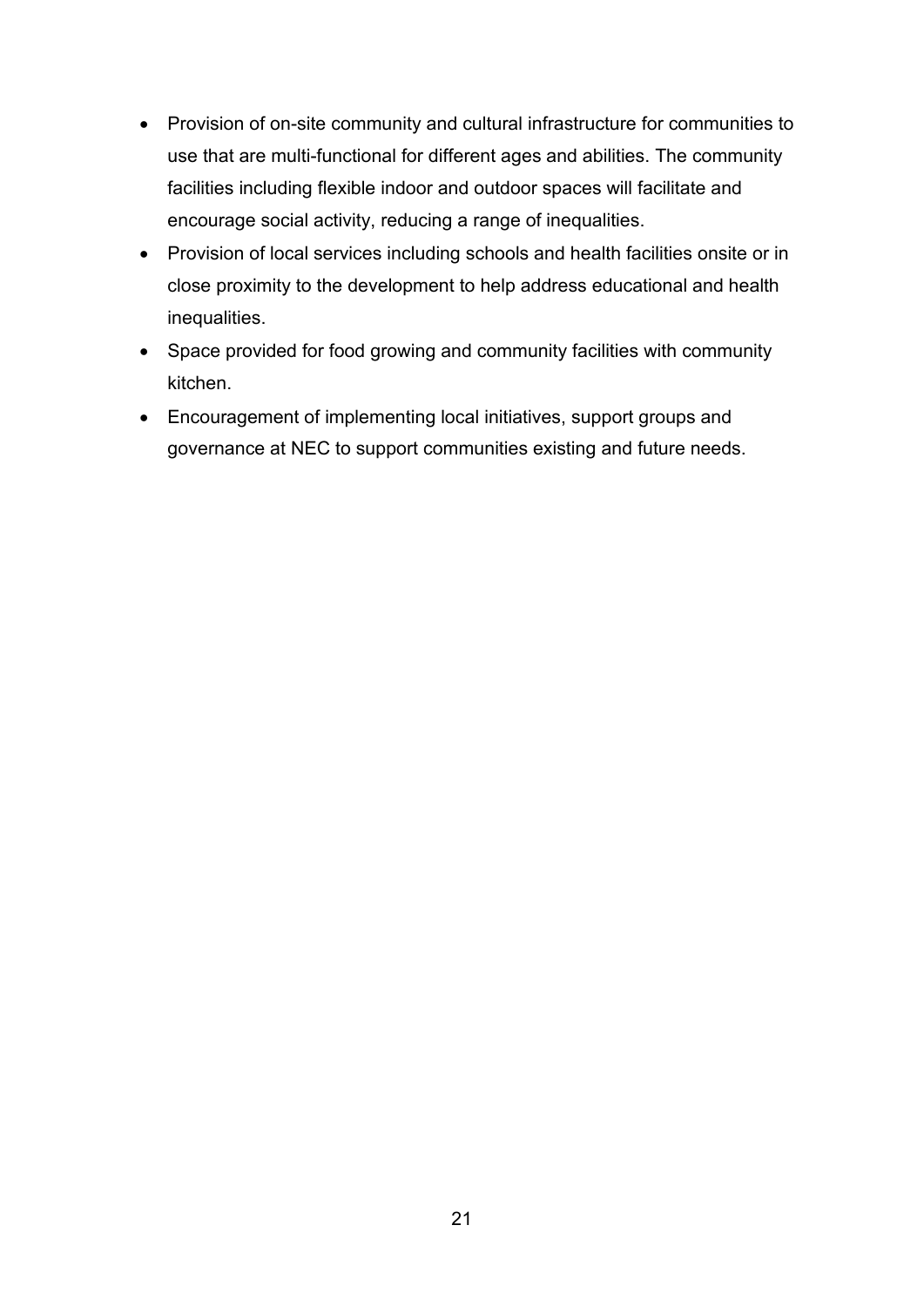- Provision of on-site community and cultural infrastructure for communities to use that are multi-functional for different ages and abilities. The community facilities including flexible indoor and outdoor spaces will facilitate and encourage social activity, reducing a range of inequalities.
- Provision of local services including schools and health facilities onsite or in close proximity to the development to help address educational and health inequalities.
- Space provided for food growing and community facilities with community kitchen.
- Encouragement of implementing local initiatives, support groups and governance at NEC to support communities existing and future needs.